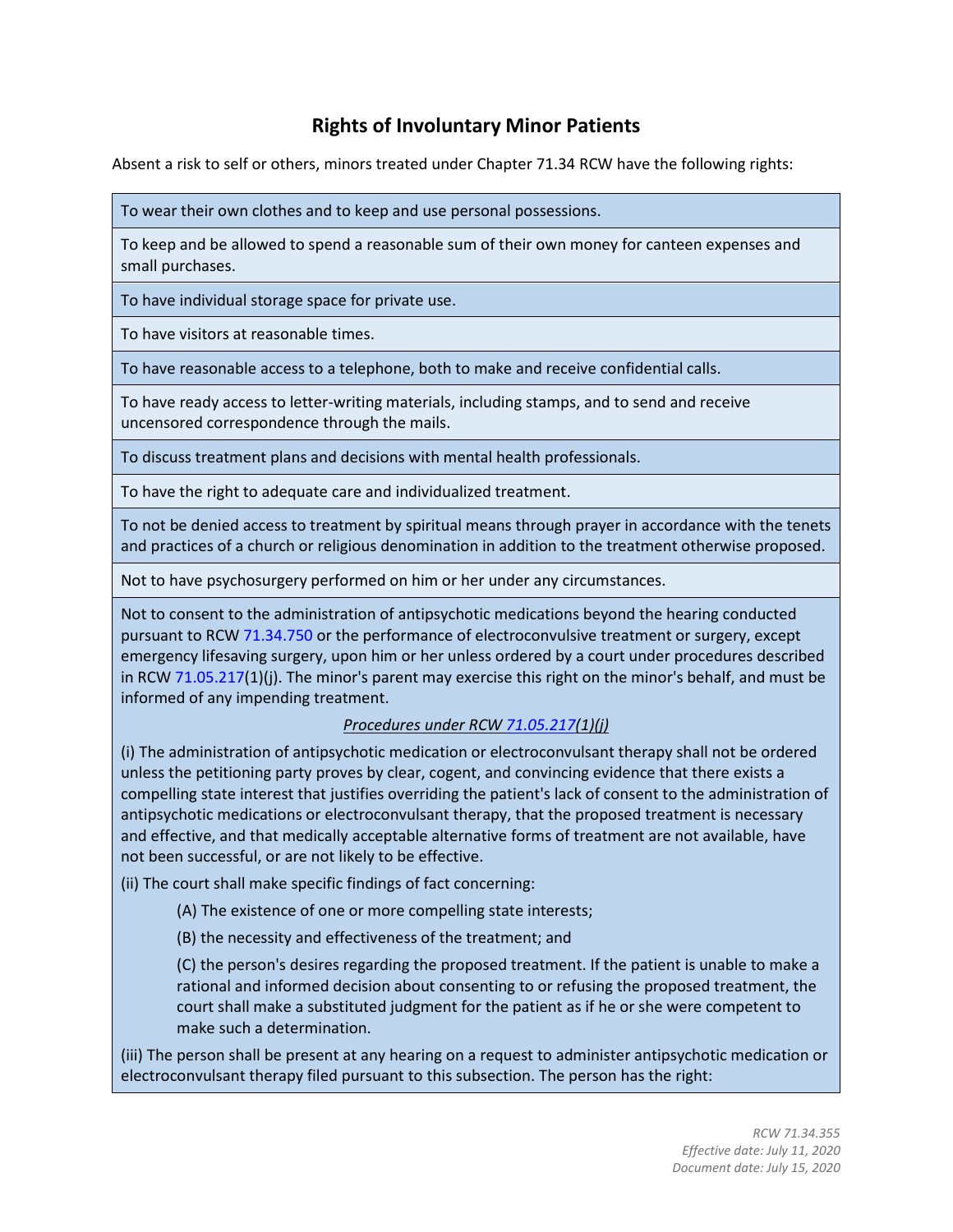# Rights of Involuntary Minor Patients

Absent a risk to self or others, minors treated under Chapter 71.34 RCW have the following rights:

| |
|---|
| To wear their own clothes and to keep and use personal possessions. |
| To keep and be allowed to spend a reasonable sum of their own money for canteen expenses and small purchases. |
| To have individual storage space for private use. |
| To have visitors at reasonable times. |
| To have reasonable access to a telephone, both to make and receive confidential calls. |
| To have ready access to letter-writing materials, including stamps, and to send and receive uncensored correspondence through the mails. |
| To discuss treatment plans and decisions with mental health professionals. |
| To have the right to adequate care and individualized treatment. |
| To not be denied access to treatment by spiritual means through prayer in accordance with the tenets and practices of a church or religious denomination in addition to the treatment otherwise proposed. |
| Not to have psychosurgery performed on him or her under any circumstances. |

Not to consent to the administration of antipsychotic medications beyond the hearing conducted pursuant to RCW 71.34.750 or the performance of electroconvulsive treatment or surgery, except emergency lifesaving surgery, upon him or her unless ordered by a court under procedures described in RCW 71.05.217(1)(j). The minor's parent may exercise this right on the minor's behalf, and must be informed of any impending treatment.

*Procedures under RCW 71.05.217(1)(j)*

(i) The administration of antipsychotic medication or electroconvulsant therapy shall not be ordered unless the petitioning party proves by clear, cogent, and convincing evidence that there exists a compelling state interest that justifies overriding the patient's lack of consent to the administration of antipsychotic medications or electroconvulsant therapy, that the proposed treatment is necessary and effective, and that medically acceptable alternative forms of treatment are not available, have not been successful, or are not likely to be effective.

(ii) The court shall make specific findings of fact concerning:

(A) The existence of one or more compelling state interests;

(B) the necessity and effectiveness of the treatment; and

(C) the person's desires regarding the proposed treatment. If the patient is unable to make a rational and informed decision about consenting to or refusing the proposed treatment, the court shall make a substituted judgment for the patient as if he or she were competent to make such a determination.

(iii) The person shall be present at any hearing on a request to administer antipsychotic medication or electroconvulsant therapy filed pursuant to this subsection. The person has the right:

*RCW 71.34.355*
*Effective date: July 11, 2020*
*Document date: July 15, 2020*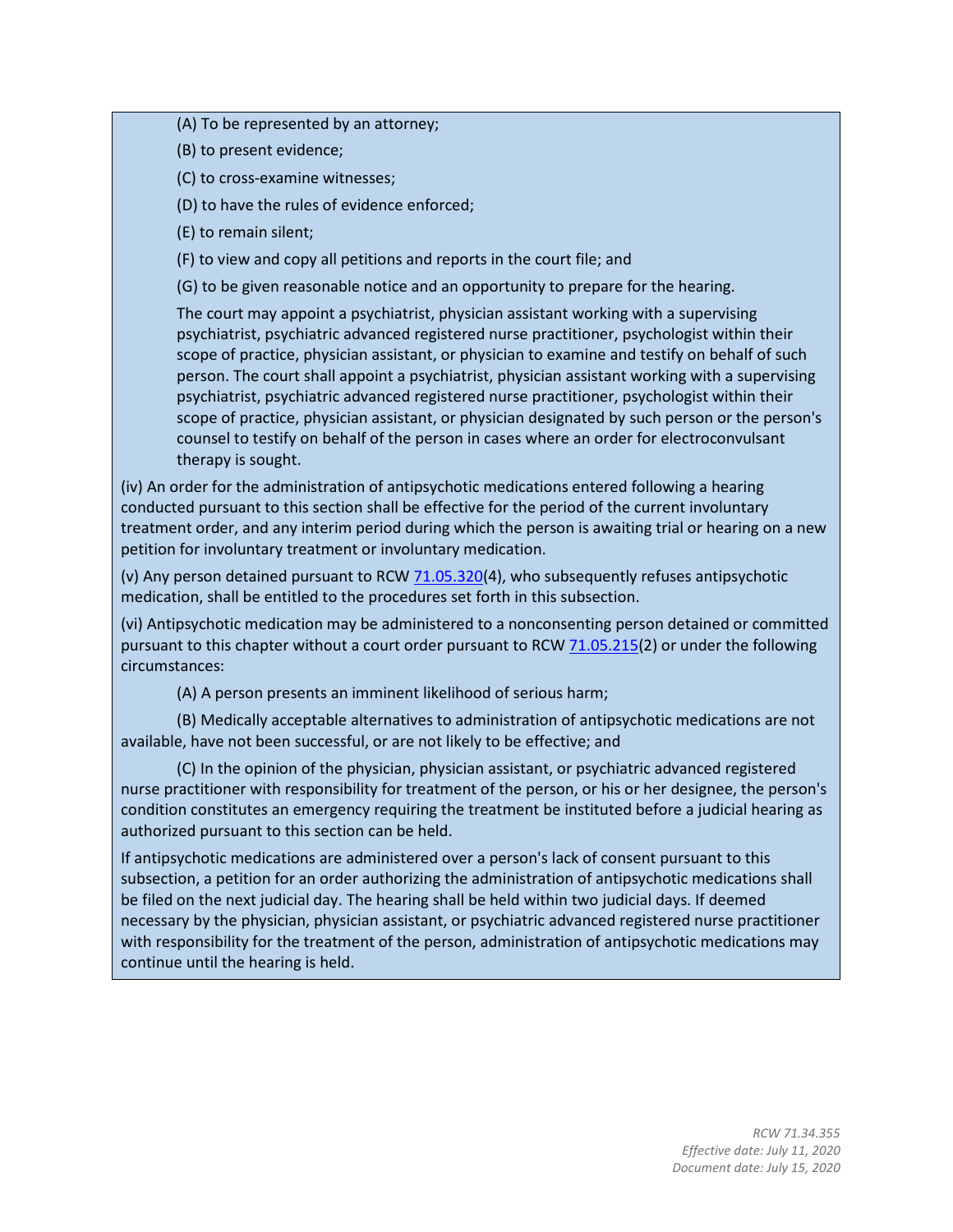(A) To be represented by an attorney;

(B) to present evidence;

(C) to cross-examine witnesses;

(D) to have the rules of evidence enforced;

(E) to remain silent;

(F) to view and copy all petitions and reports in the court file; and

(G) to be given reasonable notice and an opportunity to prepare for the hearing.

The court may appoint a psychiatrist, physician assistant working with a supervising psychiatrist, psychiatric advanced registered nurse practitioner, psychologist within their scope of practice, physician assistant, or physician to examine and testify on behalf of such person. The court shall appoint a psychiatrist, physician assistant working with a supervising psychiatrist, psychiatric advanced registered nurse practitioner, psychologist within their scope of practice, physician assistant, or physician designated by such person or the person's counsel to testify on behalf of the person in cases where an order for electroconvulsant therapy is sought.

(iv) An order for the administration of antipsychotic medications entered following a hearing conducted pursuant to this section shall be effective for the period of the current involuntary treatment order, and any interim period during which the person is awaiting trial or hearing on a new petition for involuntary treatment or involuntary medication.

(v) Any person detained pursuant to RCW 71.05.320(4), who subsequently refuses antipsychotic medication, shall be entitled to the procedures set forth in this subsection.

(vi) Antipsychotic medication may be administered to a nonconsenting person detained or committed pursuant to this chapter without a court order pursuant to RCW 71.05.215(2) or under the following circumstances:

(A) A person presents an imminent likelihood of serious harm;

(B) Medically acceptable alternatives to administration of antipsychotic medications are not available, have not been successful, or are not likely to be effective; and

(C) In the opinion of the physician, physician assistant, or psychiatric advanced registered nurse practitioner with responsibility for treatment of the person, or his or her designee, the person's condition constitutes an emergency requiring the treatment be instituted before a judicial hearing as authorized pursuant to this section can be held.

If antipsychotic medications are administered over a person's lack of consent pursuant to this subsection, a petition for an order authorizing the administration of antipsychotic medications shall be filed on the next judicial day. The hearing shall be held within two judicial days. If deemed necessary by the physician, physician assistant, or psychiatric advanced registered nurse practitioner with responsibility for the treatment of the person, administration of antipsychotic medications may continue until the hearing is held.